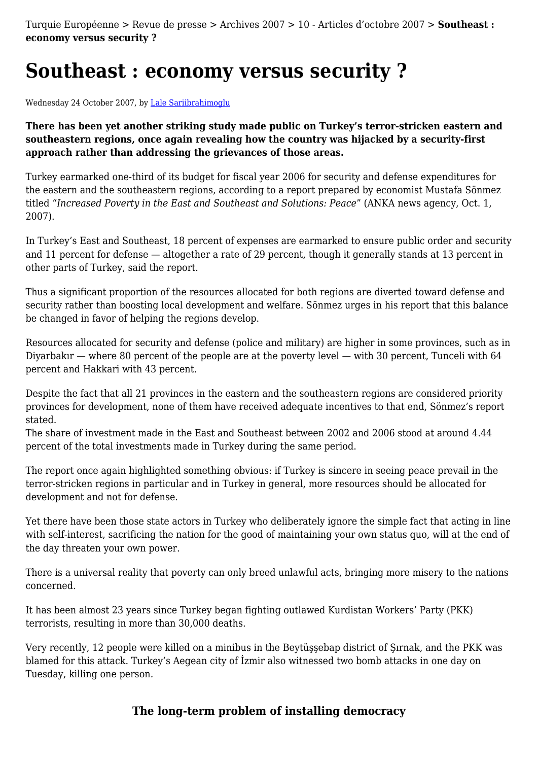Turquie Européenne > Revue de presse > Archives 2007 > 10 - Articles d'octobre 2007 > **Southeast : economy versus security ?**

# Southeast : economy versus security ?

Wednesday 24 October 2007, by Lale Sariibrahimoglu

**There has been yet another striking study made public on Turkey's terror-stricken eastern and southeastern regions, once again revealing how the country was hijacked by a security-first approach rather than addressing the grievances of those areas.**

Turkey earmarked one-third of its budget for fiscal year 2006 for security and defense expenditures for the eastern and the southeastern regions, according to a report prepared by economist Mustafa Sönmez titled "*Increased Poverty in the East and Southeast and Solutions: Peace*" (ANKA news agency, Oct. 1, 2007).

In Turkey's East and Southeast, 18 percent of expenses are earmarked to ensure public order and security and 11 percent for defense — altogether a rate of 29 percent, though it generally stands at 13 percent in other parts of Turkey, said the report.

Thus a significant proportion of the resources allocated for both regions are diverted toward defense and security rather than boosting local development and welfare. Sönmez urges in his report that this balance be changed in favor of helping the regions develop.

Resources allocated for security and defense (police and military) are higher in some provinces, such as in Diyarbakır — where 80 percent of the people are at the poverty level — with 30 percent, Tunceli with 64 percent and Hakkari with 43 percent.

Despite the fact that all 21 provinces in the eastern and the southeastern regions are considered priority provinces for development, none of them have received adequate incentives to that end, Sönmez's report stated.
The share of investment made in the East and Southeast between 2002 and 2006 stood at around 4.44 percent of the total investments made in Turkey during the same period.

The report once again highlighted something obvious: if Turkey is sincere in seeing peace prevail in the terror-stricken regions in particular and in Turkey in general, more resources should be allocated for development and not for defense.

Yet there have been those state actors in Turkey who deliberately ignore the simple fact that acting in line with self-interest, sacrificing the nation for the good of maintaining your own status quo, will at the end of the day threaten your own power.

There is a universal reality that poverty can only breed unlawful acts, bringing more misery to the nations concerned.

It has been almost 23 years since Turkey began fighting outlawed Kurdistan Workers' Party (PKK) terrorists, resulting in more than 30,000 deaths.

Very recently, 12 people were killed on a minibus in the Beytüşşebap district of Şırnak, and the PKK was blamed for this attack. Turkey's Aegean city of İzmir also witnessed two bomb attacks in one day on Tuesday, killing one person.

### The long-term problem of installing democracy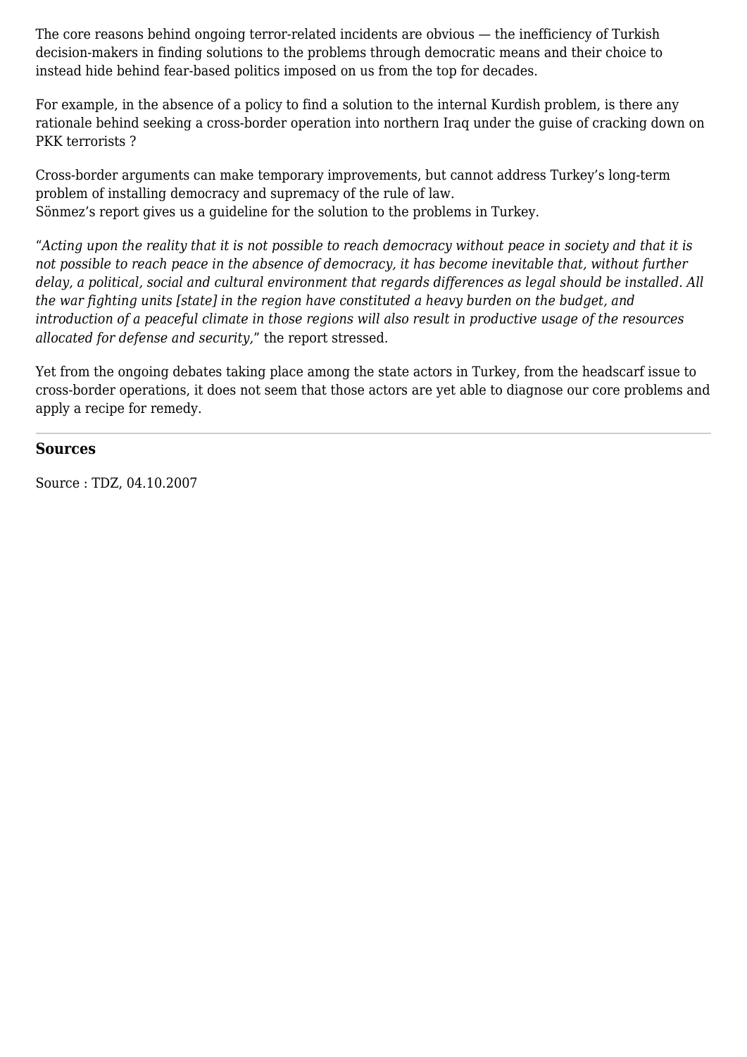The core reasons behind ongoing terror-related incidents are obvious — the inefficiency of Turkish decision-makers in finding solutions to the problems through democratic means and their choice to instead hide behind fear-based politics imposed on us from the top for decades.

For example, in the absence of a policy to find a solution to the internal Kurdish problem, is there any rationale behind seeking a cross-border operation into northern Iraq under the guise of cracking down on PKK terrorists ?

Cross-border arguments can make temporary improvements, but cannot address Turkey's long-term problem of installing democracy and supremacy of the rule of law.
Sönmez's report gives us a guideline for the solution to the problems in Turkey.

"*Acting upon the reality that it is not possible to reach democracy without peace in society and that it is not possible to reach peace in the absence of democracy, it has become inevitable that, without further delay, a political, social and cultural environment that regards differences as legal should be installed. All the war fighting units [state] in the region have constituted a heavy burden on the budget, and introduction of a peaceful climate in those regions will also result in productive usage of the resources allocated for defense and security,*" the report stressed.

Yet from the ongoing debates taking place among the state actors in Turkey, from the headscarf issue to cross-border operations, it does not seem that those actors are yet able to diagnose our core problems and apply a recipe for remedy.

---

### Sources

Source : TDZ, 04.10.2007